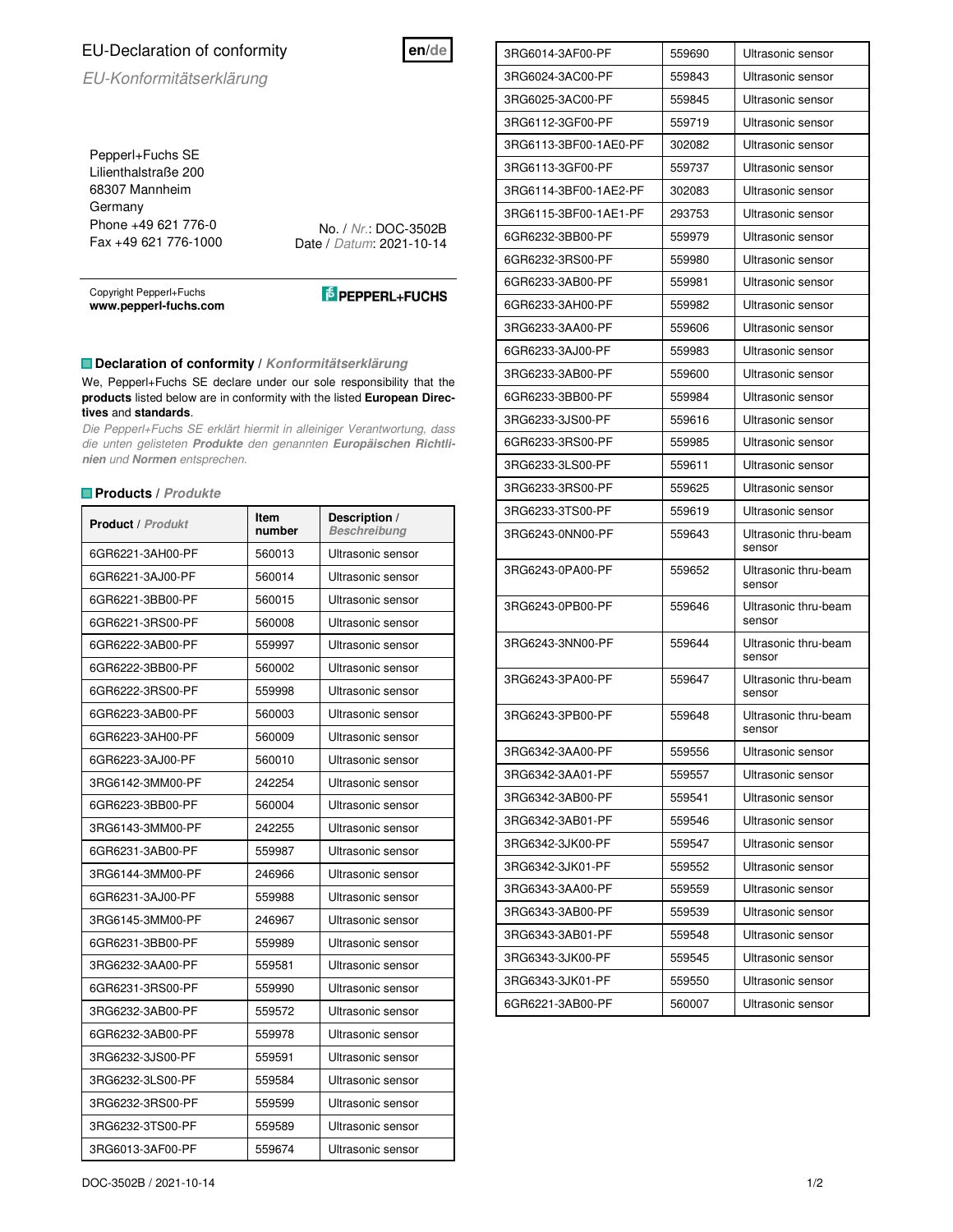# EU-Declaration of conformity

*EU-Konformitätserklärung*

en/de

Pepperl+Fuchs SE
Lilienthalstraße 200
68307 Mannheim
Germany
Phone +49 621 776-0
Fax +49 621 776-1000

No. / *Nr.*: DOC-3502B
Date / *Datum*: 2021-10-14

Copyright Pepperl+Fuchs
**www.pepperl-fuchs.com**

PEPPERL+FUCHS

## Declaration of conformity / *Konformitätserklärung*

We, Pepperl+Fuchs SE declare under our sole responsibility that the **products** listed below are in conformity with the listed **European Directives** and **standards**.

*Die Pepperl+Fuchs SE erklärt hiermit in alleiniger Verantwortung, dass die unten gelisteten **Produkte** den genannten **Europäischen Richtlinien** und **Normen** entsprechen.*

## Products / *Produkte*

| Product / *Produkt* | Item number | Description / *Beschreibung* |
|---|---|---|
| 6GR6221-3AH00-PF | 560013 | Ultrasonic sensor |
| 6GR6221-3AJ00-PF | 560014 | Ultrasonic sensor |
| 6GR6221-3BB00-PF | 560015 | Ultrasonic sensor |
| 6GR6221-3RS00-PF | 560008 | Ultrasonic sensor |
| 6GR6222-3AB00-PF | 559997 | Ultrasonic sensor |
| 6GR6222-3BB00-PF | 560002 | Ultrasonic sensor |
| 6GR6222-3RS00-PF | 559998 | Ultrasonic sensor |
| 6GR6223-3AB00-PF | 560003 | Ultrasonic sensor |
| 6GR6223-3AH00-PF | 560009 | Ultrasonic sensor |
| 6GR6223-3AJ00-PF | 560010 | Ultrasonic sensor |
| 3RG6142-3MM00-PF | 242254 | Ultrasonic sensor |
| 6GR6223-3BB00-PF | 560004 | Ultrasonic sensor |
| 3RG6143-3MM00-PF | 242255 | Ultrasonic sensor |
| 6GR6231-3AB00-PF | 559987 | Ultrasonic sensor |
| 3RG6144-3MM00-PF | 246966 | Ultrasonic sensor |
| 6GR6231-3AJ00-PF | 559988 | Ultrasonic sensor |
| 3RG6145-3MM00-PF | 246967 | Ultrasonic sensor |
| 6GR6231-3BB00-PF | 559989 | Ultrasonic sensor |
| 3RG6232-3AA00-PF | 559581 | Ultrasonic sensor |
| 6GR6231-3RS00-PF | 559990 | Ultrasonic sensor |
| 3RG6232-3AB00-PF | 559572 | Ultrasonic sensor |
| 6GR6232-3AB00-PF | 559978 | Ultrasonic sensor |
| 3RG6232-3JS00-PF | 559591 | Ultrasonic sensor |
| 3RG6232-3LS00-PF | 559584 | Ultrasonic sensor |
| 3RG6232-3RS00-PF | 559599 | Ultrasonic sensor |
| 3RG6232-3TS00-PF | 559589 | Ultrasonic sensor |
| 3RG6013-3AF00-PF | 559674 | Ultrasonic sensor |
| 3RG6014-3AF00-PF | 559690 | Ultrasonic sensor |
| 3RG6024-3AC00-PF | 559843 | Ultrasonic sensor |
| 3RG6025-3AC00-PF | 559845 | Ultrasonic sensor |
| 3RG6112-3GF00-PF | 559719 | Ultrasonic sensor |
| 3RG6113-3BF00-1AE0-PF | 302082 | Ultrasonic sensor |
| 3RG6113-3GF00-PF | 559737 | Ultrasonic sensor |
| 3RG6114-3BF00-1AE2-PF | 302083 | Ultrasonic sensor |
| 3RG6115-3BF00-1AE1-PF | 293753 | Ultrasonic sensor |
| 6GR6232-3BB00-PF | 559979 | Ultrasonic sensor |
| 6GR6232-3RS00-PF | 559980 | Ultrasonic sensor |
| 6GR6233-3AB00-PF | 559981 | Ultrasonic sensor |
| 6GR6233-3AH00-PF | 559982 | Ultrasonic sensor |
| 3RG6233-3AA00-PF | 559606 | Ultrasonic sensor |
| 6GR6233-3AJ00-PF | 559983 | Ultrasonic sensor |
| 3RG6233-3AB00-PF | 559600 | Ultrasonic sensor |
| 6GR6233-3BB00-PF | 559984 | Ultrasonic sensor |
| 3RG6233-3JS00-PF | 559616 | Ultrasonic sensor |
| 6GR6233-3RS00-PF | 559985 | Ultrasonic sensor |
| 3RG6233-3LS00-PF | 559611 | Ultrasonic sensor |
| 3RG6233-3RS00-PF | 559625 | Ultrasonic sensor |
| 3RG6233-3TS00-PF | 559619 | Ultrasonic sensor |
| 3RG6243-0NN00-PF | 559643 | Ultrasonic thru-beam sensor |
| 3RG6243-0PA00-PF | 559652 | Ultrasonic thru-beam sensor |
| 3RG6243-0PB00-PF | 559646 | Ultrasonic thru-beam sensor |
| 3RG6243-3NN00-PF | 559644 | Ultrasonic thru-beam sensor |
| 3RG6243-3PA00-PF | 559647 | Ultrasonic thru-beam sensor |
| 3RG6243-3PB00-PF | 559648 | Ultrasonic thru-beam sensor |
| 3RG6342-3AA00-PF | 559556 | Ultrasonic sensor |
| 3RG6342-3AA01-PF | 559557 | Ultrasonic sensor |
| 3RG6342-3AB00-PF | 559541 | Ultrasonic sensor |
| 3RG6342-3AB01-PF | 559546 | Ultrasonic sensor |
| 3RG6342-3JK00-PF | 559547 | Ultrasonic sensor |
| 3RG6342-3JK01-PF | 559552 | Ultrasonic sensor |
| 3RG6343-3AA00-PF | 559559 | Ultrasonic sensor |
| 3RG6343-3AB00-PF | 559539 | Ultrasonic sensor |
| 3RG6343-3AB01-PF | 559548 | Ultrasonic sensor |
| 3RG6343-3JK00-PF | 559545 | Ultrasonic sensor |
| 3RG6343-3JK01-PF | 559550 | Ultrasonic sensor |
| 6GR6221-3AB00-PF | 560007 | Ultrasonic sensor |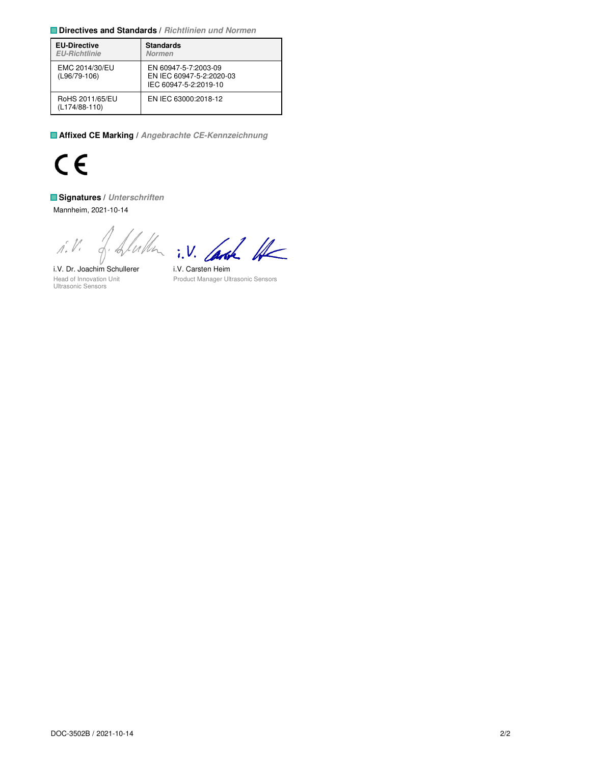## Directives and Standards / *Richtlinien und Normen*

| **EU-Directive** *EU-Richtlinie* | **Standards** *Normen* |
|---|---|
| EMC 2014/30/EU (L96/79-106) | EN 60947-5-7:2003-09<br>EN IEC 60947-5-2:2020-03<br>IEC 60947-5-2:2019-10 |
| RoHS 2011/65/EU (L174/88-110) | EN IEC 63000:2018-12 |

## Affixed CE Marking / *Angebrachte CE-Kennzeichnung*

CE

## Signatures / *Unterschriften*

Mannheim, 2021-10-14

i.V. Dr. Joachim Schullerer
Head of Innovation Unit
Ultrasonic Sensors

i.V. Carsten Heim
Product Manager Ultrasonic Sensors

DOC-3502B / 2021-10-14